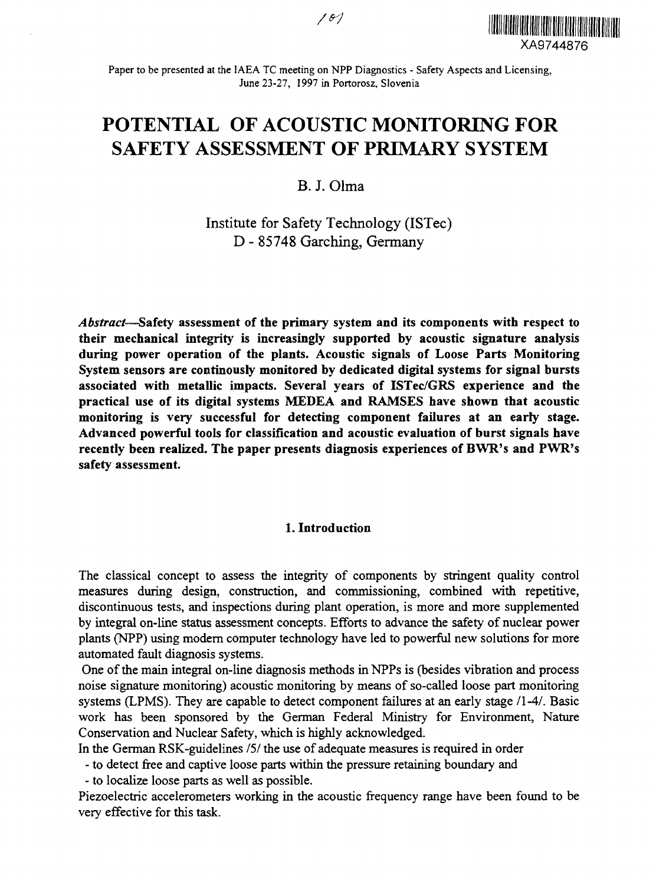Paper to be presented at the IAEA TC meeting on NPP Diagnostics - Safety Aspects and Licensing, June 23-27, 1997 in Portorosz, Slovenia

# POTENTIAL OF ACOUSTIC MONITORING FOR SAFETY ASSESSMENT OF PRIMARY SYSTEM

B. J. Olma

Institute for Safety Technology (ISTec)
D - 85748 Garching, Germany

*Abstract*—**Safety assessment of the primary system and its components with respect to their mechanical integrity is increasingly supported by acoustic signature analysis during power operation of the plants. Acoustic signals of Loose Parts Monitoring System sensors are continously monitored by dedicated digital systems for signal bursts associated with metallic impacts. Several years of ISTec/GRS experience and the practical use of its digital systems MEDEA and RAMSES have shown that acoustic monitoring is very successful for detecting component failures at an early stage. Advanced powerful tools for classification and acoustic evaluation of burst signals have recently been realized. The paper presents diagnosis experiences of BWR's and PWR's safety assessment.**

## 1. Introduction

The classical concept to assess the integrity of components by stringent quality control measures during design, construction, and commissioning, combined with repetitive, discontinuous tests, and inspections during plant operation, is more and more supplemented by integral on-line status assessment concepts. Efforts to advance the safety of nuclear power plants (NPP) using modern computer technology have led to powerful new solutions for more automated fault diagnosis systems.

One of the main integral on-line diagnosis methods in NPPs is (besides vibration and process noise signature monitoring) acoustic monitoring by means of so-called loose part monitoring systems (LPMS). They are capable to detect component failures at an early stage /1-4/. Basic work has been sponsored by the German Federal Ministry for Environment, Nature Conservation and Nuclear Safety, which is highly acknowledged.

In the German RSK-guidelines /5/ the use of adequate measures is required in order

- to detect free and captive loose parts within the pressure retaining boundary and
- to localize loose parts as well as possible.

Piezoelectric accelerometers working in the acoustic frequency range have been found to be very effective for this task.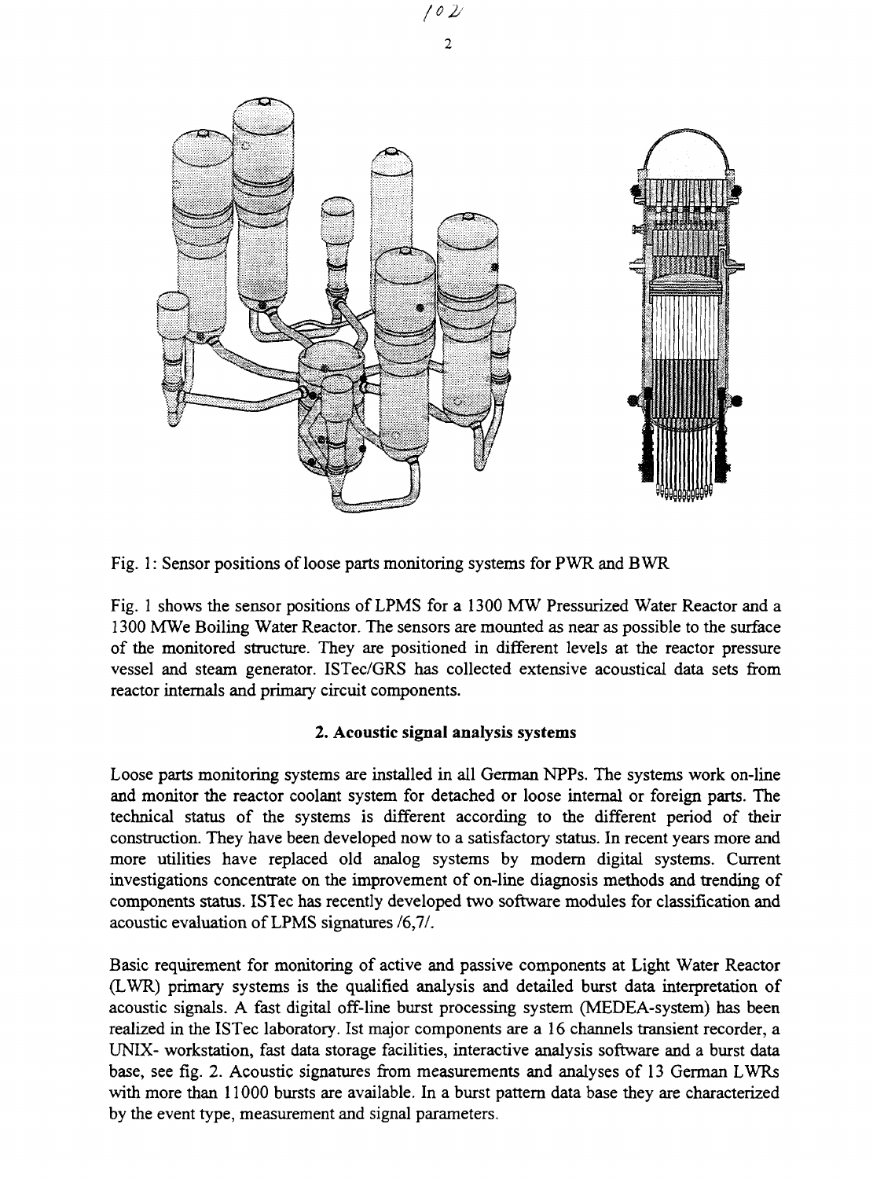Fig. 1: Sensor positions of loose parts monitoring systems for PWR and BWR

Fig. 1 shows the sensor positions of LPMS for a 1300 MW Pressurized Water Reactor and a 1300 MWe Boiling Water Reactor. The sensors are mounted as near as possible to the surface of the monitored structure. They are positioned in different levels at the reactor pressure vessel and steam generator. ISTec/GRS has collected extensive acoustical data sets from reactor internals and primary circuit components.

## 2. Acoustic signal analysis systems

Loose parts monitoring systems are installed in all German NPPs. The systems work on-line and monitor the reactor coolant system for detached or loose internal or foreign parts. The technical status of the systems is different according to the different period of their construction. They have been developed now to a satisfactory status. In recent years more and more utilities have replaced old analog systems by modern digital systems. Current investigations concentrate on the improvement of on-line diagnosis methods and trending of components status. ISTec has recently developed two software modules for classification and acoustic evaluation of LPMS signatures /6,7/.

Basic requirement for monitoring of active and passive components at Light Water Reactor (LWR) primary systems is the qualified analysis and detailed burst data interpretation of acoustic signals. A fast digital off-line burst processing system (MEDEA-system) has been realized in the ISTec laboratory. Ist major components are a 16 channels transient recorder, a UNIX- workstation, fast data storage facilities, interactive analysis software and a burst data base, see fig. 2. Acoustic signatures from measurements and analyses of 13 German LWRs with more than 11000 bursts are available. In a burst pattern data base they are characterized by the event type, measurement and signal parameters.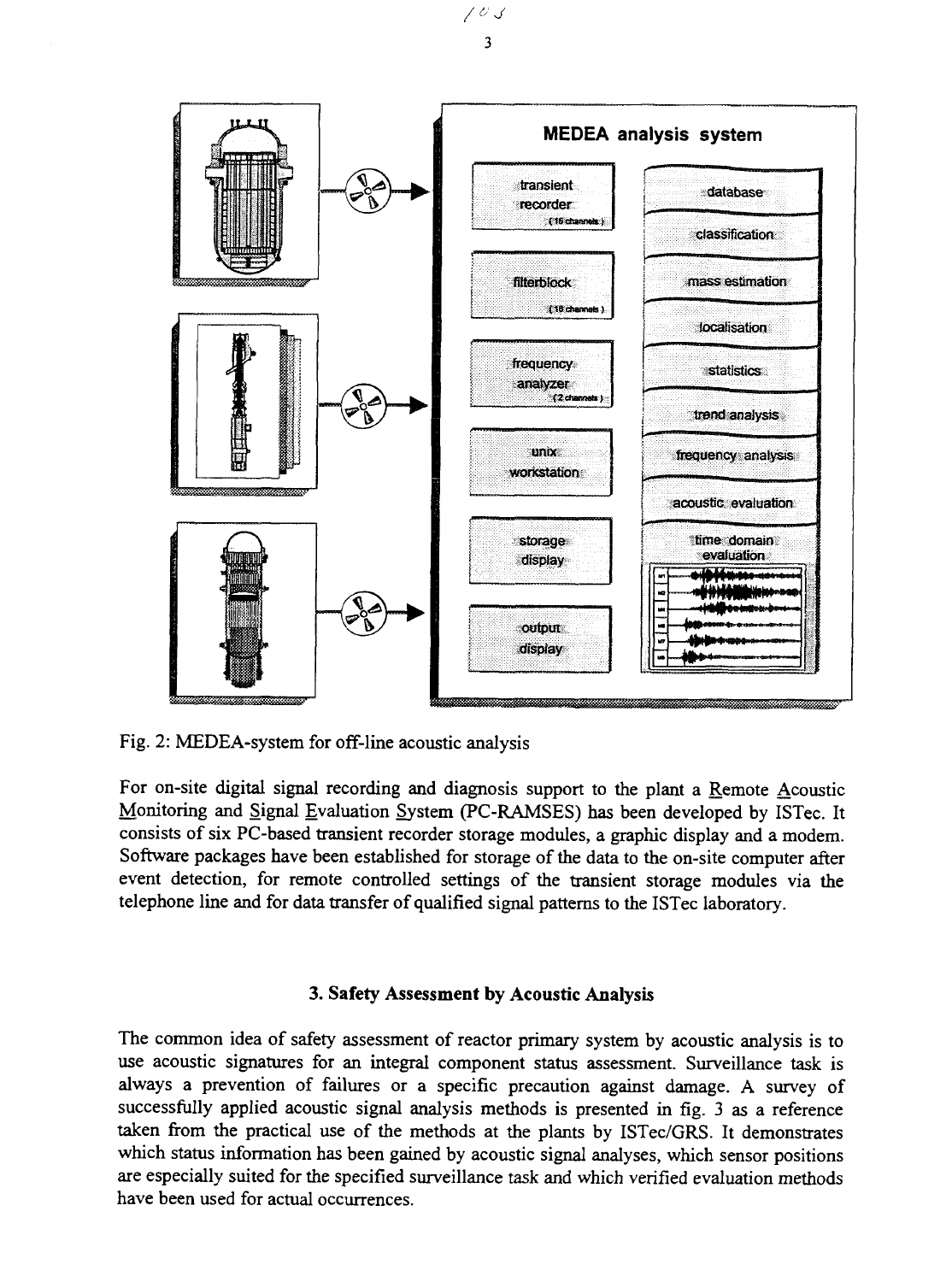Fig. 2: MEDEA-system for off-line acoustic analysis

For on-site digital signal recording and diagnosis support to the plant a Remote Acoustic Monitoring and Signal Evaluation System (PC-RAMSES) has been developed by ISTec. It consists of six PC-based transient recorder storage modules, a graphic display and a modem. Software packages have been established for storage of the data to the on-site computer after event detection, for remote controlled settings of the transient storage modules via the telephone line and for data transfer of qualified signal patterns to the ISTec laboratory.

### 3. Safety Assessment by Acoustic Analysis

The common idea of safety assessment of reactor primary system by acoustic analysis is to use acoustic signatures for an integral component status assessment. Surveillance task is always a prevention of failures or a specific precaution against damage. A survey of successfully applied acoustic signal analysis methods is presented in fig. 3 as a reference taken from the practical use of the methods at the plants by ISTec/GRS. It demonstrates which status information has been gained by acoustic signal analyses, which sensor positions are especially suited for the specified surveillance task and which verified evaluation methods have been used for actual occurrences.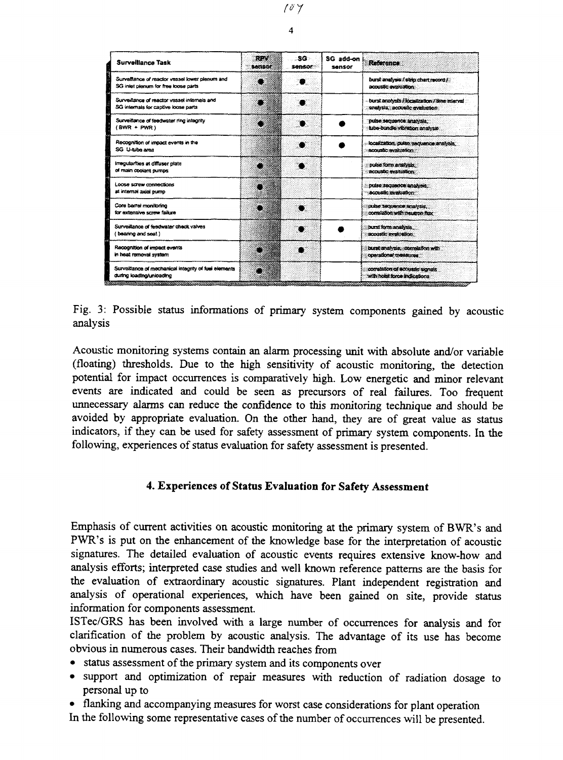| Surveillance Task | RPV sensor | SG sensor | SG add-on sensor | Reference |
|---|---|---|---|---|
| Surveillance of reactor vessel lower plenum and SG inlet plenum for free loose parts | ● | ● | | burst analysis / strip chart record / acoustic evaluation |
| Surveillance of reactor vessel internals and SG internals for captive loose parts | ● | ● | | burst analysis / localization / time interval analysis, acoustic evaluation |
| Surveillance of feedwater ring integrity (BWR + PWR) | ● | ● | ● | pulse sequence analysis, tube-bundle vibration analysis |
| Recognition of impact events in the SG U-tube area | | ● | ● | localization, pulse sequence analysis, acoustic evaluation |
| Irregularities at diffuser plate of main coolant pumps | ● | ● | | pulse form analysis, acoustic evaluation |
| Loose screw connections at internal axial pump | ● | | | pulse sequence analysis, acoustic evaluation |
| Core barrel monitoring for extensive screw failure | ● | ● | | pulse sequence analysis, correlation with neutron flux |
| Surveillance of feedwater check valves (bearing and seat) | | ● | ● | burst form analysis, acoustic evaluation |
| Recognition of impact events in heat removal system | ● | ● | | burst analysis, correlation with operational measures |
| Surveillance of mechanical integrity of fuel elements during loading/unloading | ● | | | correlation of acoustic signals with hoist force indications |

Fig. 3: Possible status informations of primary system components gained by acoustic analysis

Acoustic monitoring systems contain an alarm processing unit with absolute and/or variable (floating) thresholds. Due to the high sensitivity of acoustic monitoring, the detection potential for impact occurrences is comparatively high. Low energetic and minor relevant events are indicated and could be seen as precursors of real failures. Too frequent unnecessary alarms can reduce the confidence to this monitoring technique and should be avoided by appropriate evaluation. On the other hand, they are of great value as status indicators, if they can be used for safety assessment of primary system components. In the following, experiences of status evaluation for safety assessment is presented.

## 4. Experiences of Status Evaluation for Safety Assessment

Emphasis of current activities on acoustic monitoring at the primary system of BWR's and PWR's is put on the enhancement of the knowledge base for the interpretation of acoustic signatures. The detailed evaluation of acoustic events requires extensive know-how and analysis efforts; interpreted case studies and well known reference patterns are the basis for the evaluation of extraordinary acoustic signatures. Plant independent registration and analysis of operational experiences, which have been gained on site, provide status information for components assessment.

ISTec/GRS has been involved with a large number of occurrences for analysis and for clarification of the problem by acoustic analysis. The advantage of its use has become obvious in numerous cases. Their bandwidth reaches from

- status assessment of the primary system and its components over
- support and optimization of repair measures with reduction of radiation dosage to personal up to
- flanking and accompanying measures for worst case considerations for plant operation

In the following some representative cases of the number of occurrences will be presented.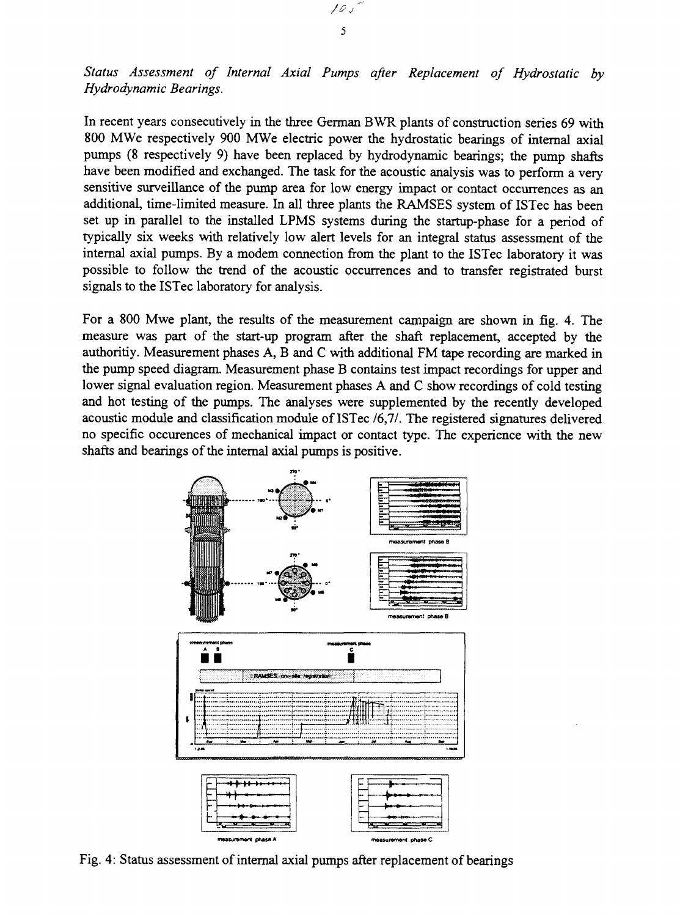*Status Assessment of Internal Axial Pumps after Replacement of Hydrostatic by Hydrodynamic Bearings.*

In recent years consecutively in the three German BWR plants of construction series 69 with 800 MWe respectively 900 MWe electric power the hydrostatic bearings of internal axial pumps (8 respectively 9) have been replaced by hydrodynamic bearings; the pump shafts have been modified and exchanged. The task for the acoustic analysis was to perform a very sensitive surveillance of the pump area for low energy impact or contact occurrences as an additional, time-limited measure. In all three plants the RAMSES system of ISTec has been set up in parallel to the installed LPMS systems during the startup-phase for a period of typically six weeks with relatively low alert levels for an integral status assessment of the internal axial pumps. By a modem connection from the plant to the ISTec laboratory it was possible to follow the trend of the acoustic occurrences and to transfer registrated burst signals to the ISTec laboratory for analysis.

For a 800 Mwe plant, the results of the measurement campaign are shown in fig. 4. The measure was part of the start-up program after the shaft replacement, accepted by the authoritiy. Measurement phases A, B and C with additional FM tape recording are marked in the pump speed diagram. Measurement phase B contains test impact recordings for upper and lower signal evaluation region. Measurement phases A and C show recordings of cold testing and hot testing of the pumps. The analyses were supplemented by the recently developed acoustic module and classification module of ISTec /6,7/. The registered signatures delivered no specific occurences of mechanical impact or contact type. The experience with the new shafts and bearings of the internal axial pumps is positive.

Fig. 4: Status assessment of internal axial pumps after replacement of bearings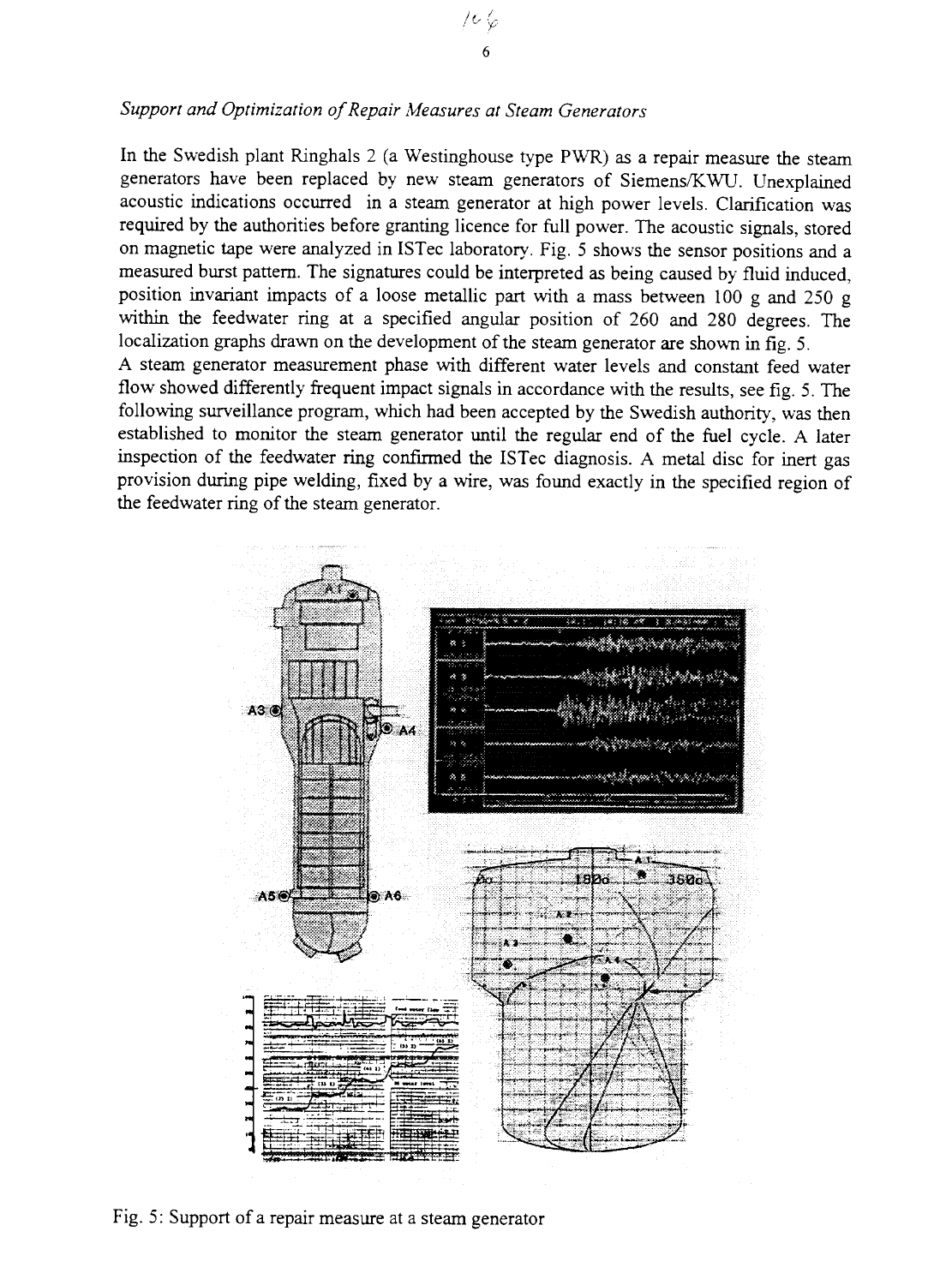*Support and Optimization of Repair Measures at Steam Generators*

In the Swedish plant Ringhals 2 (a Westinghouse type PWR) as a repair measure the steam generators have been replaced by new steam generators of Siemens/KWU. Unexplained acoustic indications occurred in a steam generator at high power levels. Clarification was required by the authorities before granting licence for full power. The acoustic signals, stored on magnetic tape were analyzed in ISTec laboratory. Fig. 5 shows the sensor positions and a measured burst pattern. The signatures could be interpreted as being caused by fluid induced, position invariant impacts of a loose metallic part with a mass between 100 g and 250 g within the feedwater ring at a specified angular position of 260 and 280 degrees. The localization graphs drawn on the development of the steam generator are shown in fig. 5.

A steam generator measurement phase with different water levels and constant feed water flow showed differently frequent impact signals in accordance with the results, see fig. 5. The following surveillance program, which had been accepted by the Swedish authority, was then established to monitor the steam generator until the regular end of the fuel cycle. A later inspection of the feedwater ring confirmed the ISTec diagnosis. A metal disc for inert gas provision during pipe welding, fixed by a wire, was found exactly in the specified region of the feedwater ring of the steam generator.

Fig. 5: Support of a repair measure at a steam generator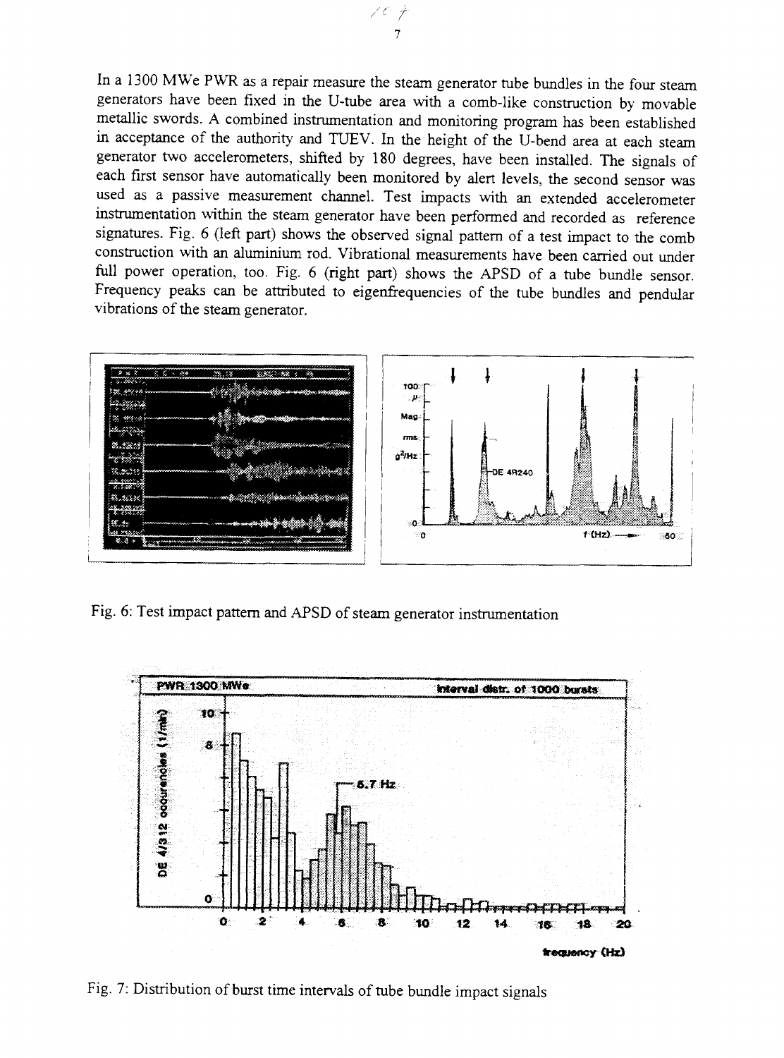In a 1300 MWe PWR as a repair measure the steam generator tube bundles in the four steam generators have been fixed in the U-tube area with a comb-like construction by movable metallic swords. A combined instrumentation and monitoring program has been established in acceptance of the authority and TUEV. In the height of the U-bend area at each steam generator two accelerometers, shifted by 180 degrees, have been installed. The signals of each first sensor have automatically been monitored by alert levels, the second sensor was used as a passive measurement channel. Test impacts with an extended accelerometer instrumentation within the steam generator have been performed and recorded as reference signatures. Fig. 6 (left part) shows the observed signal pattern of a test impact to the comb construction with an aluminium rod. Vibrational measurements have been carried out under full power operation, too. Fig. 6 (right part) shows the APSD of a tube bundle sensor. Frequency peaks can be attributed to eigenfrequencies of the tube bundles and pendular vibrations of the steam generator.

Fig. 6: Test impact pattern and APSD of steam generator instrumentation

Fig. 7: Distribution of burst time intervals of tube bundle impact signals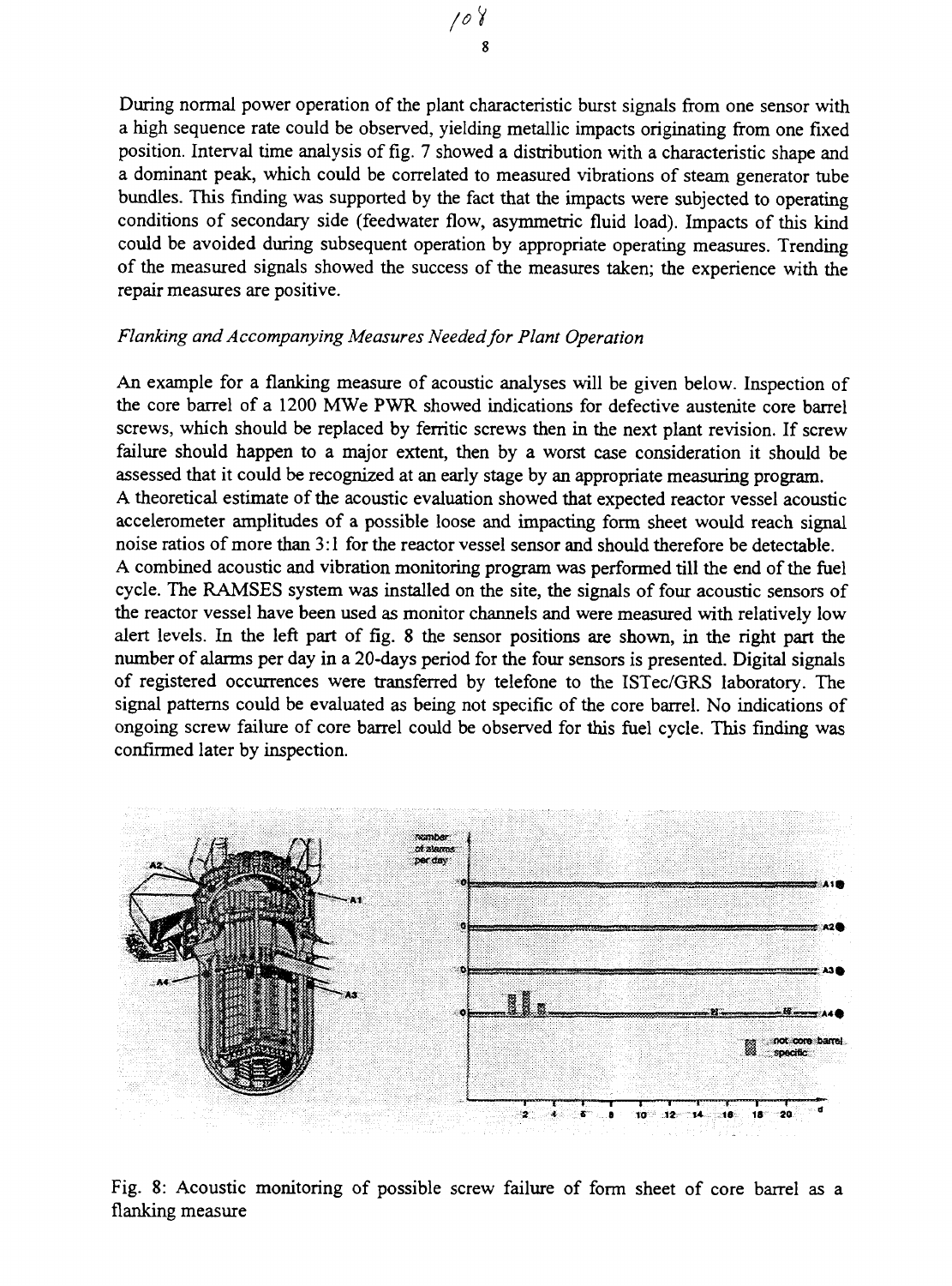During normal power operation of the plant characteristic burst signals from one sensor with a high sequence rate could be observed, yielding metallic impacts originating from one fixed position. Interval time analysis of fig. 7 showed a distribution with a characteristic shape and a dominant peak, which could be correlated to measured vibrations of steam generator tube bundles. This finding was supported by the fact that the impacts were subjected to operating conditions of secondary side (feedwater flow, asymmetric fluid load). Impacts of this kind could be avoided during subsequent operation by appropriate operating measures. Trending of the measured signals showed the success of the measures taken; the experience with the repair measures are positive.

*Flanking and Accompanying Measures Needed for Plant Operation*

An example for a flanking measure of acoustic analyses will be given below. Inspection of the core barrel of a 1200 MWe PWR showed indications for defective austenite core barrel screws, which should be replaced by ferritic screws then in the next plant revision. If screw failure should happen to a major extent, then by a worst case consideration it should be assessed that it could be recognized at an early stage by an appropriate measuring program.
A theoretical estimate of the acoustic evaluation showed that expected reactor vessel acoustic accelerometer amplitudes of a possible loose and impacting form sheet would reach signal noise ratios of more than 3:1 for the reactor vessel sensor and should therefore be detectable.
A combined acoustic and vibration monitoring program was performed till the end of the fuel cycle. The RAMSES system was installed on the site, the signals of four acoustic sensors of the reactor vessel have been used as monitor channels and were measured with relatively low alert levels. In the left part of fig. 8 the sensor positions are shown, in the right part the number of alarms per day in a 20-days period for the four sensors is presented. Digital signals of registered occurrences were transferred by telefone to the ISTec/GRS laboratory. The signal patterns could be evaluated as being not specific of the core barrel. No indications of ongoing screw failure of core barrel could be observed for this fuel cycle. This finding was confirmed later by inspection.

Fig. 8: Acoustic monitoring of possible screw failure of form sheet of core barrel as a flanking measure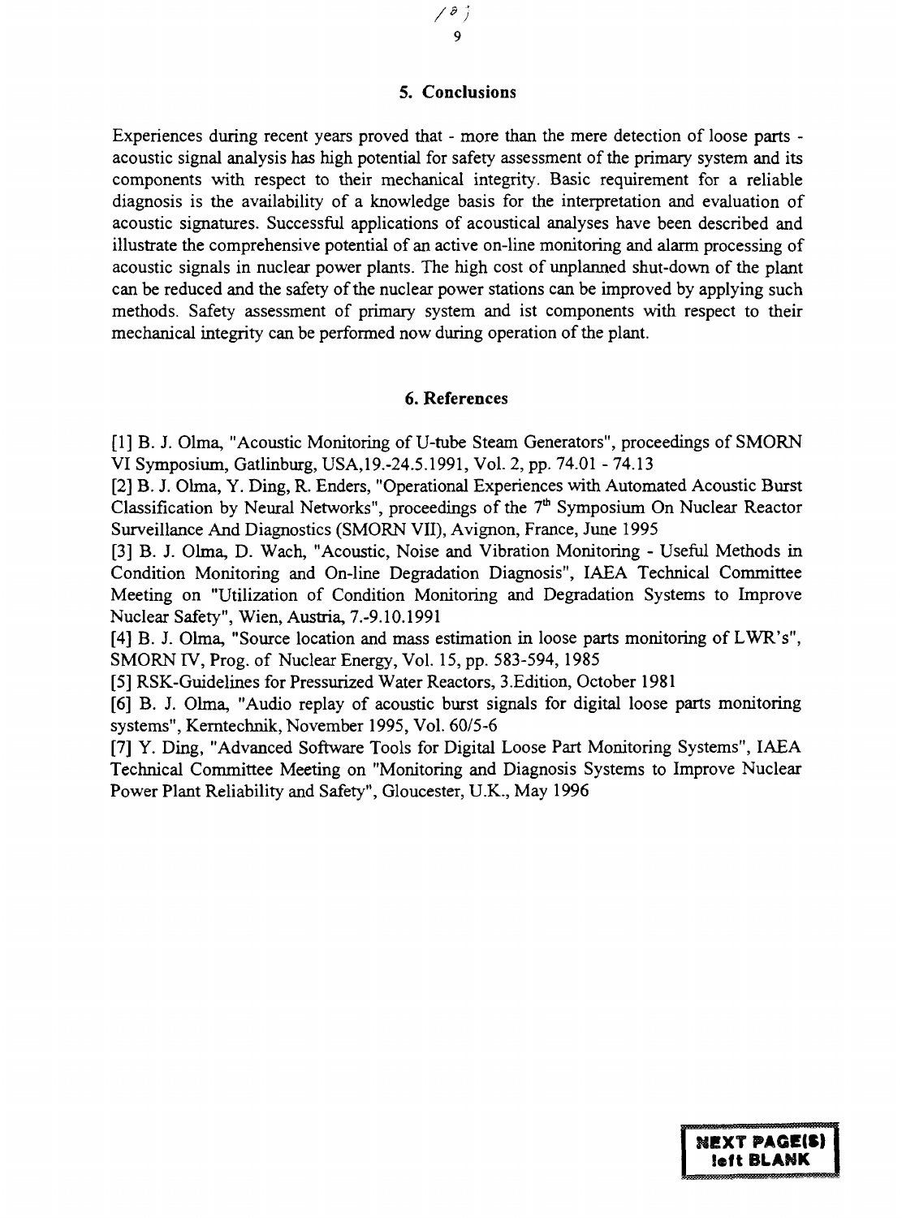## 5. Conclusions

Experiences during recent years proved that - more than the mere detection of loose parts - acoustic signal analysis has high potential for safety assessment of the primary system and its components with respect to their mechanical integrity. Basic requirement for a reliable diagnosis is the availability of a knowledge basis for the interpretation and evaluation of acoustic signatures. Successful applications of acoustical analyses have been described and illustrate the comprehensive potential of an active on-line monitoring and alarm processing of acoustic signals in nuclear power plants. The high cost of unplanned shut-down of the plant can be reduced and the safety of the nuclear power stations can be improved by applying such methods. Safety assessment of primary system and ist components with respect to their mechanical integrity can be performed now during operation of the plant.

## 6. References

[1] B. J. Olma, "Acoustic Monitoring of U-tube Steam Generators", proceedings of SMORN VI Symposium, Gatlinburg, USA,19.-24.5.1991, Vol. 2, pp. 74.01 - 74.13

[2] B. J. Olma, Y. Ding, R. Enders, "Operational Experiences with Automated Acoustic Burst Classification by Neural Networks", proceedings of the 7th Symposium On Nuclear Reactor Surveillance And Diagnostics (SMORN VII), Avignon, France, June 1995

[3] B. J. Olma, D. Wach, "Acoustic, Noise and Vibration Monitoring - Useful Methods in Condition Monitoring and On-line Degradation Diagnosis", IAEA Technical Committee Meeting on "Utilization of Condition Monitoring and Degradation Systems to Improve Nuclear Safety", Wien, Austria, 7.-9.10.1991

[4] B. J. Olma, "Source location and mass estimation in loose parts monitoring of LWR's", SMORN IV, Prog. of Nuclear Energy, Vol. 15, pp. 583-594, 1985

[5] RSK-Guidelines for Pressurized Water Reactors, 3.Edition, October 1981

[6] B. J. Olma, "Audio replay of acoustic burst signals for digital loose parts monitoring systems", Kerntechnik, November 1995, Vol. 60/5-6

[7] Y. Ding, "Advanced Software Tools for Digital Loose Part Monitoring Systems", IAEA Technical Committee Meeting on "Monitoring and Diagnosis Systems to Improve Nuclear Power Plant Reliability and Safety", Gloucester, U.K., May 1996

NEXT PAGE(S) left BLANK